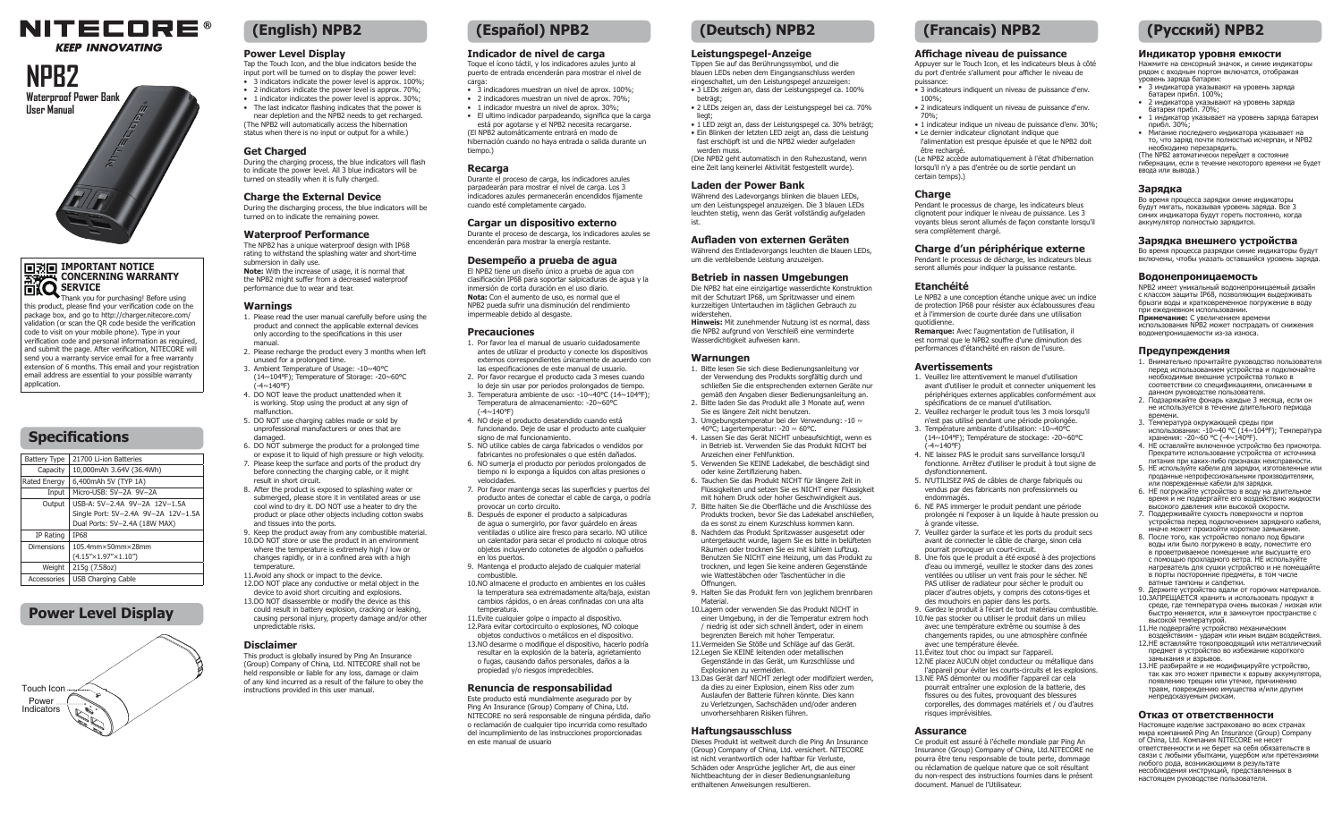# NITECORE®

**KEEP INNOVATING**

# NPB2

**Waterproof Power Bank**

**User Manual**

### IMPORTANT NOTICE CONCERNING WARRANTY SERVICE

Thank you for purchasing! Before using this product, please find your verification code on the package box, and go to http://charger.nitecore.com/validation (or scan the QR code beside the verification code to visit on your mobile phone). Type in your verification code and personal information as required, and submit the page. After verification, NITECORE will send you a warranty service email for a free warranty extension of 6 months. This email and your registration email address are essential to your possible warranty application.

## Specifications

| Battery Type | 21700 Li-ion Batteries |
|---|---|
| Capacity | 10,000mAh 3.64V (36.4Wh) |
| Rated Energy | 6,400mAh 5V (TYP 1A) |
| Input | Micro-USB: 5V–2A 9V–2A |
| Output | USB-A: 5V–2.4A 9V–2A 12V–1.5A<br>Single Port: 5V–2.4A 9V–2A 12V–1.5A<br>Dual Ports: 5V–2.4A (18W MAX) |
| IP Rating | IP68 |
| Dimensions | 105.4mm×50mm×28mm<br>(4.15"×1.97"×1.10") |
| Weight | 215g (7.58oz) |
| Accessories | USB Charging Cable |

## Power Level Display

Touch Icon

Power Indicators

## (English) NPB2

### Power Level Display

Tap the Touch Icon, and the blue indicators beside the input port will be turned on to display the power level:

- 3 indicators indicate the power level is approx. 100%;
- 2 indicators indicate the power level is approx. 70%;
- 1 indicator indicates the power level is approx. 30%;
- The last indicator flashing indicates that the power is near depletion and the NPB2 needs to get recharged.

(The NPB2 will automatically access the hibernation status when there is no input or output for a while.)

### Get Charged

During the charging process, the blue indicators will flash to indicate the power level. All 3 blue indicators will be turned on steadily when it is fully charged.

### Charge the External Device

During the discharging process, the blue indicators will be turned on to indicate the remaining power.

### Waterproof Performance

The NPB2 has a unique waterproof design with IP68 rating to withstand the splashing water and short-time submersion in daily use.

**Note:** With the increase of usage, it is normal that the NPB2 might suffer from a decreased waterproof performance due to wear and tear.

### Warnings

1. Please read the user manual carefully before using the product and connect the applicable external devices only according to the specifications in this user manual.
2. Please recharge the product every 3 months when left unused for a prolonged time.
3. Ambient Temperature of Usage: -10~40℃ (14~104℉); Temperature of Storage: -20~60℃ (-4~140℉)
4. DO NOT leave the product unattended when it is working. Stop using the product at any sign of malfunction.
5. DO NOT use charging cables made or sold by unprofessional manufacturers or ones that are damaged.
6. DO NOT submerge the product for a prolonged time or expose it to liquid of high pressure or high velocity.
7. Please keep the surface and ports of the product dry before connecting the charging cable, or it might result in short circuit.
8. After the product is exposed to splashing water or submerged, please store it in ventilated areas or use cool wind to dry it. DO NOT use a heater to dry the product or place other objects including cotton swabs and tissues into the ports.
9. Keep the product away from any combustible material.
10. DO NOT store or use the product in an environment where the temperature is extremely high / low or changes rapidly, or in a confined area with a high temperature.
11. Avoid any shock or impact to the device.
12. DO NOT place any conductive or metal object in the device to avoid short circuits and explosions.
13. DO NOT disassemble or modify the device as this could result in battery explosion, cracking or leaking, causing personal injury, property damage and/or other unpredictable risks.

### Disclaimer

This product is globally insured by Ping An Insurance (Group) Company of China, Ltd. NITECORE shall not be held responsible or liable for any loss, damage or claim of any kind incurred as a result of the failure to obey the instructions provided in this user manual.

## (Español) NPB2

### Indicador de nivel de carga

Toque el ícono táctil, y los indicadores azules junto al puerto de entrada encenderán para mostrar el nivel de carga:

- 3 indicadores muestran un nivel de aprox. 100%;
- 2 indicadores muestran un nivel de aprox. 70%;
- 1 indicador muestra un nivel de aprox. 30%;
- El último indicador parpadeando, significa que la carga está por agotarse y el NPB2 necesita recargarse.

(El NPB2 automáticamente entrará en modo de hibernación cuando no haya entrada o salida durante un tiempo.)

### Recarga

Durante el proceso de carga, los indicadores azules parpadearán para mostrar el nivel de carga. Los 3 indicadores azules permanecerán encendidos fijamente cuando esté completamente cargado.

### Cargar un dispositivo externo

Durante el proceso de descarga, los indicadores azules se encenderán para mostrar la energía restante.

### Desempeño a prueba de agua

El NPB2 tiene un diseño único a prueba de agua con clasificación IP68 para soportar salpicaduras de agua y la inmersión de corta duración en el uso diario.

**Nota:** Con el aumento de uso, es normal que el NPB2 pueda sufrir una disminución del rendimiento impermeable debido al desgaste.

### Precauciones

1. Por favor lea el manual de usuario cuidadosamente antes de utilizar el producto y conecte los dispositivos externos correspondientes únicamente de acuerdo con las especificaciones de este manual de usuario.
2. Por favor recargue el producto cada 3 meses cuando lo deje sin usar por periodos prolongados de tiempo.
3. Temperatura ambiente de uso: -10~40℃ (14~104℉); Temperatura de almacenamiento: -20~60℃ (-4~140℉)
4. NO deje el producto desatendido cuando está funcionando. Deje de usar el producto ante cualquier signo de mal funcionamiento.
5. NO utilice cables de carga fabricados o vendidos por fabricantes no profesionales o que estén dañados.
6. NO sumerja el producto por periodos prolongados de tiempo ni lo exponga a líquidos con altas presiones o velocidades.
7. Por favor mantenga secas las superficies y puertos del producto antes de conectar el cable de carga, o podría provocar un corto circuito.
8. Después de exponer el producto a salpicaduras de agua o sumergirlo, por favor guárdelo en áreas ventiladas o utilice aire fresco para secarlo. NO utilice un calentador para secar el producto ni coloque otros objetos incluyendo cotonetes de algodón o pañuelos en los puertos.
9. Mantenga el producto alejado de cualquier material combustible.
10. NO almacene el producto en ambientes en los cuáles la temperatura sea extremadamente alta/baja, existan cambios rápidos, o en áreas confinadas con una alta temperatura.
11. Evite cualquier golpe o impacto al dispositivo.
12. Para evitar cortocircuito o explosiones, NO coloque objetos conductivos o metálicos en el dispositivo.
13. NO desarme o modifique el dispositivo, hacerlo podría resultar en la explosión de la batería, agrietamiento o fugas, causando daños personales, daños a la propiedad y/o riesgos impredecibles.

### Renuncia de responsabilidad

Este producto está mundialmente asegurado por by Ping An Insurance (Group) Company of China, Ltd. NITECORE no será responsable de ninguna pérdida, daño o reclamación de cualquier tipo incurrida como resultado del incumplimiento de las instrucciones proporcionadas en este manual de usuario

## (Deutsch) NPB2

### Leistungspegel-Anzeige

Tippen Sie auf das Berührungssymbol, und die blauen LEDs neben dem Eingangsanschluss werden eingeschaltet, um den Leistungspegel anzuzeigen:

- 3 LEDs zeigen an, dass der Leistungspegel ca. 100% beträgt;
- 2 LEDs zeigen an, dass der Leistungspegel bei ca. 70% liegt;
- 1 LED zeigt an, dass der Leistungspegel ca. 30% beträgt;
- Ein Blinken der letzten LED zeigt an, dass die Leistung fast erschöpft ist und die NPB2 wieder aufgeladen werden muss.

(Die NPB2 geht automatisch in den Ruhezustand, wenn eine Zeit lang keinerlei Aktivität festgestellt wurde).

### Laden der Power Bank

Während des Ladevorgangs blinken die blauen LEDs, um den Leistungspegel anzuzeigen. Die 3 blauen LEDs leuchten stetig, wenn das Gerät vollständig aufgeladen ist.

### Aufladen von externen Geräten

Während des Entladevorgangs leuchten die blauen LEDs, um die verbleibende Leistung anzuzeigen.

### Betrieb in nassen Umgebungen

Die NPB2 hat eine einzigartige wasserdichte Konstruktion mit der Schutzart IP68, um Spritzwasser und einem kurzzeitigen Untertauchen im täglichen Gebrauch zu widerstehen.

**Hinweis:** Mit zunehmender Nutzung ist es normal, dass die NPB2 aufgrund von Verschleiß eine verminderte Wasserdichtigkeit aufweisen kann.

### Warnungen

1. Bitte lesen Sie sich diese Bedienungsanleitung vor der Verwendung des Produkts sorgfältig durch und schließen Sie die entsprechenden externen Geräte nur gemäß den Angaben dieser Bedienungsanleitung an.
2. Bitte laden Sie das Produkt alle 3 Monate auf, wenn Sie es längere Zeit nicht benutzen.
3. Umgebungstemperatur bei der Verwendung: -10 ~ 40℃; Lagertemperatur: -20 ~ 60℃.
4. Lassen Sie das Gerät NICHT unbeaufsichtigt, wenn es in Betrieb ist. Verwenden Sie das Produkt NICHT bei Anzeichen einer Fehlfunktion.
5. Verwenden Sie KEINE Ladekabel, die beschädigt sind oder keine Zertifizierung haben.
6. Tauchen Sie das Produkt NICHT für längere Zeit in Flüssigkeiten und setzen Sie es NICHT einer Flüssigkeit mit hohem Druck oder hoher Geschwindigkeit aus.
7. Bitte halten Sie die Oberfläche und die Anschlüsse des Produkts trocken, bevor Sie das Ladekabel anschließen, da es sonst zu einem Kurzschluss kommen kann.
8. Nachdem das Produkt Spritzwasser ausgesetzt oder untergetaucht wurde, lagern Sie es bitte in belüfteten Räumen oder trocknen Sie es mit kühlem Luftzug. Benutzen Sie NICHT eine Heizung, um das Produkt zu trocknen, und legen Sie keine anderen Gegenstände wie Wattestäbchen oder Taschentücher in die Öffnungen.
9. Halten Sie das Produkt fern von jeglichem brennbaren Material.
10. Lagern oder verwenden Sie das Produkt NICHT in einer Umgebung, in der die Temperatur extrem hoch / niedrig ist oder sich schnell ändert, oder in einem begrenzten Bereich mit hoher Temperatur.
11. Vermeiden Sie Stöße und Schläge auf das Gerät.
12. Legen Sie KEINE leitenden oder metallischen Gegenstände in das Gerät, um Kurzschlüsse und Explosionen zu vermeiden.
13. Das Gerät darf NICHT zerlegt oder modifiziert werden, da dies zu einer Explosion, einem Riss oder zum Auslaufen der Batterie führen könnte. Dies kann zu Verletzungen, Sachschäden und/oder anderen unvorhersehbaren Risiken führen.

### Haftungsausschluss

Dieses Produkt ist weltweit durch die Ping An Insurance (Group) Company of China, Ltd. versichert. NITECORE ist nicht verantwortlich oder haftbar für Verluste, Schäden oder Ansprüche jeglicher Art, die aus einer Nichtbeachtung der in dieser Bedienungsanleitung enthaltenen Anweisungen resultieren.

## (Francais) NPB2

### Affichage niveau de puissance

Appuyer sur le Touch Icon, et les indicateurs bleus à côté du port d'entrée s'allument pour afficher le niveau de puissance:

- 3 indicateurs indiquent un niveau de puissance d'env. 100%;
- 2 indicateurs indiquent un niveau de puissance d'env. 70%;
- 1 indicateur indique un niveau de puissance d'env. 30%;
- Le dernier indicateur clignotant indique que l'alimentation est presque épuisée et que le NPB2 doit être rechargé.

(Le NPB2 accède automatiquement à l'état d'hibernation lorsqu'il n'y a pas d'entrée ou de sortie pendant un certain temps.)

### Charge

Pendant le processus de charge, les indicateurs bleus clignotent pour indiquer le niveau de puissance. Les 3 voyants bleus seront allumés de façon constante lorsqu'il sera complètement chargé.

### Charge d'un périphérique externe

Pendant le processus de décharge, les indicateurs bleus seront allumés pour indiquer la puissance restante.

### Etanchéité

Le NPB2 a une conception étanche unique avec un indice de protection IP68 pour résister aux éclaboussures d'eau et à l'immersion de courte durée dans une utilisation quotidienne.

**Remarque:** Avec l'augmentation de l'utilisation, il est normal que le NPB2 souffre d'une diminution des performances d'étanchéité en raison de l'usure.

### Avertissements

1. Veuillez lire attentivement le manuel d'utilisation avant d'utiliser le produit et connecter uniquement les périphériques externes applicables conformément aux spécifications de ce manuel d'utilisation.
2. Veuillez recharger le produit tous les 3 mois lorsqu'il n'est pas utilisé pendant une période prolongée.
3. Température ambiante d'utilisation: -10~40℃ (14~104℉); Température de stockage: -20~60℃ (-4~140℉)
4. NE laissez PAS le produit sans surveillance lorsqu'il fonctionne. Arrêtez d'utiliser le produit à tout signe de dysfonctionnement.
5. N'UTILISEZ PAS de câbles de charge fabriqués ou vendus par des fabricants non professionnels ou endommagés.
6. NE PAS immerger le produit pendant une période prolongée ni l'exposer à un liquide à haute pression ou à grande vitesse.
7. Veuillez garder la surface et les ports du produit secs avant de connecter le câble de charge, sinon cela pourrait provoquer un court-circuit.
8. Une fois que le produit a été exposé à des projections d'eau ou immergé, veuillez le stocker dans des zones ventilées ou utiliser un vent frais pour le sécher. NE PAS utiliser de radiateur pour sécher le produit ou placer d'autres objets, y compris des cotons-tiges et des mouchoirs en papier dans les ports.
9. Gardez le produit à l'écart de tout matériau combustible.
10. Ne pas stocker ou utiliser le produit dans un milieu avec une température extrême ou soumise à des changements rapides, ou une atmosphère confinée avec une température élevée.
11. Evitez tout choc ou impact sur l'appareil.
12. NE placez AUCUN objet conducteur ou métallique dans l'appareil pour éviter les courts-circuits et les explosions.
13. NE PAS démonter ou modifier l'appareil car cela pourrait entraîner une explosion de la batterie, des fissures ou des fuites, provoquant des blessures corporelles, des dommages matériels et / ou d'autres risques imprévisibles.

### Assurance

Ce produit est assuré à l'échelle mondiale par Ping An Insurance (Group) Company of China, Ltd.NITECORE ne pourra être tenu responsable de toute perte, dommage ou réclamation de quelque nature que ce soit résultant du non-respect des instructions fournies dans le présent document. Manuel de l'Utilisateur.

## (Русский) NPB2

### Индикатор уровня емкости

Нажмите на сенсорный значок, и синие индикаторы рядом с входным портом включатся, отображая уровень заряда батареи:

- 3 индикатора указывают на уровень заряда батареи прибл. 100%;
- 2 индикатора указывают на уровень заряда батареи прибл. 70%;
- 1 индикатор указывает на уровень заряда батареи прибл. 30%;
- Мигание последнего индикатора указывает на то, что заряд почти полностью исчерпан, и NPB2 необходимо перезарядить.

(The NPB2 автоматически перейдет в состояние гибернации, если в течение некоторого времени не будет ввода или вывода.)

### Зарядка

Во время процесса зарядки синие индикаторы будут мигать, показывая уровень заряда. Все 3 синих индикатора будут гореть постоянно, когда аккумулятор полностью зарядится.

### Зарядка внешнего устройства

Во время процесса разрядки синие индикаторы будут включены, чтобы указать оставшийся уровень заряда.

### Водонепроницаемость

NPB2 имеет уникальный водонепроницаемый дизайн с классом защиты IP68, позволяющим выдерживать брызги воды и кратковременное погружение в воду при ежедневном использовании.

**Примечание:** С увеличением времени использования NPB2 может пострадать от снижения водонепроницаемости из-за износа.

### Предупреждения

1. Внимательно прочитайте руководство пользователя перед использованием устройства и подключайте необходимые внешние устройства только в соответствии со спецификациями, описанными в данном руководстве пользователя.
2. Подзаряжайте фонарь каждые 3 месяца, если он не используется в течение длительного периода времени.
3. Температура окружающей среды при использовании: -10~40 ℃ (14~104℉); Температура хранения: -20~60 ℃ (-4~140℉).
4. НЕ оставляйте включенное устройство без присмотра. Прекратите использование устройства от источника питания при каких-либо признаках неисправности.
5. НЕ используйте кабели для зарядки, изготовленные или проданные непрофессиональными производителями, или поврежденные кабели для зарядки.
6. НЕ погружайте устройство в воду на длительное время и не подвергайте его воздействию жидкости высокого давления или высокой скорости.
7. Поддерживайте сухость поверхности и портов устройства перед подключением зарядного кабеля, иначе может произойти короткое замыкание.
8. После того, как устройство попало под брызги воды или было погружено в воду, поместите его в проветриваемое помещение или высушите его с помощью прохладного ветра. НЕ используйте нагреватель для сушки устройство и не помещайте в порты посторонние предметы, в том числе ватные тампоны и салфетки.
9. Держите устройство вдали от горючих материалов.
10. ЗАПРЕЩАЕТСЯ хранить и использовать продукт в среде, где температура очень высокая / низкая или быстро меняется, или в замкнутом пространстве с высокой температурой.
11. Не подвергайте устройство механическим воздействиям - ударам или иным видам воздействия.
12. НЕ вставляйте токопроводящий или металлический предмет в устройство во избежание короткого замыкания и взрывов.
13. НЕ разбирайте и не модифицируйте устройство, так как это может привести к взрыву аккумулятора, появлению трещин или утечке, причинению травм, повреждению имущества и/или другим непредсказуемым рискам.

### Отказ от ответственности

Настоящее изделие застраховано во всех странах мира компанией Ping An Insurance (Group) Company of China, Ltd. Компания NITECORE не несет ответственности и не берет на себя обязательств в связи с любыми убытками, ущербом или претензиями любого рода, возникающими в результате несоблюдения инструкций, представленных в настоящем руководстве пользователя.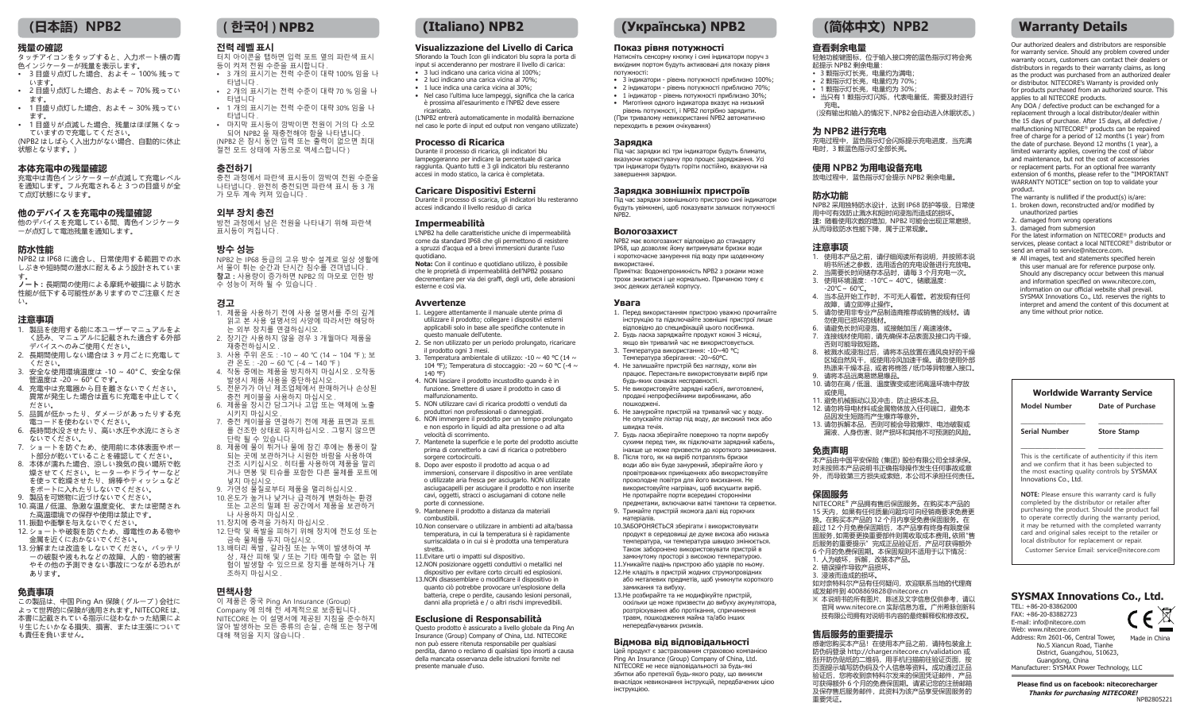# (日本語) NPB2

## 残量の確認

タッチアイコンをタップすると、入力ポート横の青色インジケーターが残量を表示します。

- 3 目盛り点灯した場合、およそ ~ 100% 残っています。
- 2 目盛り点灯した場合、およそ ~ 70% 残っています。
- 1 目盛り点灯した場合、およそ ~ 30% 残っています。
- 1 目盛りが点滅した場合、残量はほぼ無くなっていますので充電してください。

(NPB2 はしばらく入出力がない場合、自動的に休止状態となります。)

## 本体充電中の残量確認

充電中は青色インジケーターが点滅して充電レベルを通知します。フル充電されると 3 つの目盛りが全て点灯状態になります。

## 他のデバイスを充電中の残量確認

他のデバイスを充電している間、青色インジケーターが点灯して電池残量を通知します。

## 防水性能

NPB2 は IP68 に適合し、日常使用する範囲での水しぶきや短時間の潜水に耐えるよう設計されています。

**ノート：**長期間の使用による摩耗や破損により防水性能が低下する可能性がありますのでご注意ください。

## 注意事項

1. 製品を使用する前に本ユーザーマニュアルをよく読み、マニュアルに記載された適合する外部デバイスへのみご使用ください。
2. 長期間使用しない場合は 3 ヶ月ごとに充電してください。
3. 安全な使用環境温度は -10 ~ 40° C、安全な保管温度は -20 ~ 60° C です。
4. 充電中は充電器から目を離さないでください。異常が発生した場合は直ちに充電を中止してください。
5. 品質が低かったり、ダメージがあったりする充電コードを使わないでください。
6. 長時間水没させたり、高い水圧や水流にさらさないでください。
7. ショートを防ぐため、使用前に本体表面やポート部分が乾いていることを確認してください。
8. 本体が濡れた場合、涼しい換気の良い場所で乾燥させてください。ヒーターやドライヤーなどを使って乾燥させたり、綿棒やティッシュなどをポートに入れたりしないでください。
9. 製品を可燃物に近づけないでください。
10. 高温 / 低温、急激な温度変化、または密閉された高温環境での保存や使用は禁止です。
11. 振動や衝撃を与えないでください。
12. ショートや破裂を防ぐため、導電性のある物や金属を近くにおかないでください。
13. 分解または改造をしないでください。バッテリーの破裂や液もれなどの故障、人的・物的被害やその他の予測できない事故につながる恐れがあります。

## 免責事項

この製品は、中国 Ping An 保険 ( グループ ) 会社によって世界的に保険が適用されます。NITECORE は、本書に記載されている指示に従わなかった結果により生じたいかなる損失、損害、または主張についても責任を負いません。

# ( 한국어 ) NPB2

## 전력 레벨 표시

터치 아이콘을 탭하면 입력 포트 옆의 파란색 표시등이 켜져 전원 수준을 표시합니다 .

- 3 개의 표시기는 전력 수준이 대략 100% 임을 나타냅니다 .
- 2 개의 표시기는 전력 수준이 대략 70 % 임을 나타냅니다 .
- 1 개의 표시기는 전력 수준이 대략 30% 임을 나타냅니다 .
- 마지막 표시등이 깜박이면 전원이 거의 다 소모되어 NPB2 를 재충전해야 함을 나타냅니다 .

(NPB2 는 잠시 동안 입력 또는 출력이 없으면 최대 절전 모드 상태에 자동으로 액세스합니다 )

## 충전하기

충전 과정에서 파란색 표시등이 깜박여 전원 수준을 나타냅니다 . 완전히 충전되면 파란색 표시 등 3 개가 모두 계속 켜져 있습니다 .

## 외부 장치 충전

방전 과정에서 남은 전원을 나타내기 위해 파란색 표시등이 켜집니다 .

## 방수 성능

NPB2 는 IP68 등급의 고유 방수 설계로 일상 생활에서 물이 튀는 순간과 단시간 침수를 견뎌냅니다 .

**참고 :** 사용량이 증가하면 NPB2 의 마모로 인한 방수 성능이 저하 될 수 있습니다 .

## 경고

1. 제품을 사용하기 전에 사용 설명서를 주의 깊게 읽고 본 사용 설명서의 사양에 따라서만 해당하는 외부 장치를 연결하십시오 .
2. 장기간 사용하지 않을 경우 3 개월마다 제품을 재충전하십시오 .
3. 사용 주위 온도 : -10 ~ 40 ℃ (14 ~ 104 ℉ ); 보관 온도 : -20 ~ 60 ℃ (-4 ~ 140 ℉ )
4. 작동 중에는 제품을 방치하지 마십시오 . 오작동 발생시 제품 사용을 중단하십시오 .
5. 전문가가 아닌 제조업체에서 판매하거나 손상된 충전 케이블을 사용하지 마십시오 .
6. 제품을 장시간 담그거나 고압 또는 액체에 노출시키지 마십시오 .
7. 충전 케이블을 연결하기 전에 제품 표면과 포트를 건조한 상태로 유지하십시오 . 그렇지 않으면 단락 될 수 있습니다 .
8. 제품에 물이 튀거나 물에 잠긴 후에는 통풍이 잘되는 곳에 보관하거나 시원한 바람을 사용하여 건조 시키십시오 . 히터를 사용하여 제품을 말리거나 면봉 및 티슈를 포함한 다른 물체를 포트에 넣지 마십시오 .
9. 가연성 물질로부터 제품을 멀리하십시오 .
10. 온도가 높거나 낮거나 급격하게 변화하는 환경 또는 고온의 밀폐 된 공간에서 제품을 보관하거나 사용하지 마십시오 .
11. 장치에 충격을 가하지 마십시오 .
12. 단락 및 폭발을 피하기 위해 장치에 전도성 또는 금속 물체를 두지 마십시오 .
13. 배터리 폭발 , 갈라짐 또는 누액이 발생하여 부상 , 재산 피해 및 / 또는 기타 예측할 수 없는 위험이 발생할 수 있으므로 장치를 분해하거나 개조하지 마십시오 .

## 면책사항

이 제품은 중국 Ping An Insurance (Group) Company 에 의해 전 세계적으로 보증됩니다 . NITECORE 는 이 설명서에 제공된 지침을 준수하지 않아 발생하는 모든 종류의 손실 , 손해 또는 청구에 대해 책임을 지지 않습니다 .

# (Italiano) NPB2

## Visualizzazione del Livello di Carica

Sfiorando la Touch Icon gli indicatori blu sopra la porta di input si accenderanno per mostrare il livello di carica:

- 3 luci indicano una carica livica al 100%;
- 2 luci indicano una carica vicina al 70%;
- 1 luce indica una carica vicina al 30%;
- Nel caso l'ultima luce lampeggi, significa che la carica è prossima all'esaurimento e l'NPB2 deve essere ricaricato.

(L'NPB2 entrerà automaticamente in modalità ibernazione nel caso le porte di input ed output non vengano utilizzate)

## Processo di Ricarica

Durante il processo di ricarica, gli indicatori blu lampeggeranno per indicare la percentuale di carica raggiunta. Quando tutti e 3 gli indicatori blu resteranno accesi in modo statico, la carica è completata.

## Caricare Dispositivi Esterni

Durante il processo di scarica, gli indicatori blu resteranno accesi indicando il livello residuo di carica

## Impermeabilità

L'NPB2 ha delle caratteristiche uniche di impermeabilità come da standard IP68 che gli permettono di resistere a spruzzi d'acqua ed a brevi immersioni durante l'uso quotidiano.

**Nota:** Con il continuo e quotidiano utilizzo, è possibile che le proprietà di impermeabilità dell'NPB2 possano decrementare per via dei graffi, degli urti, delle abrasioni esterne e così via.

## Avvertenze

1. Leggere attentamente il manuale utente prima di utilizzare il prodotto; collegare i dispositivi esterni applicabili solo in base alle specifiche contenute in questo manuale dell'utente.
2. Se non utilizzato per un periodo prolungato, ricaricare il prodotto ogni 3 mesi.
3. Temperatura ambientale di utilizzo: -10 ~ 40 °C (14 ~ 104 °F); Temperatura di stoccaggio: -20 ~ 60 °C (-4 ~ 140 °F)
4. NON lasciare il prodotto incustodito quando è in funzione. Smettere di usare il prodotto in caso di malfunzionamento.
5. NON utilizzare cavi di ricarica prodotti o venduti da produttori non professionali o danneggiati.
6. NON immergere il prodotto per un tempo prolungato e non esporlo in liquidi ad alta pressione o ad alta velocità di scorrimento.
7. Mantenete la superficie e le porte del prodotto asciutte prima di connetterlo a cavi di ricarica o potrebbero sorgere cortocircuiti.
8. Dopo aver esposto il prodotto ad acqua o ad immersioni, conservare il dispositivo in aree ventilate o utilizzare aria fresca per asciugarlo. NON utilizzate asciugacapelli per asciugare il prodotto e non inserite cavi, oggetti, stracci o asciugamani di cotone nelle porte di connessione.
9. Mantenere il prodotto a distanza da materiali combustibili.
10. Non conservare o utilizzare in ambienti ad alta/bassa temperatura, in cui la temperatura si è rapidamente surriscaldata o in cui si è prodotta una temperatura stretta.
11. Evitare urti o impatti sul dispositivo.
12. NON posizionare oggetti conduttivi o metallici nel dispositivo per evitare corto circuiti ed esplosioni.
13. NON disassemblare o modificare il dispositivo in quanto ciò potrebbe provocare un'esplosione della batteria, crepe e perdite, causando lesioni personali, danni alla proprietà e / o altri rischi imprevedibili.

## Esclusione di Responsabilità

Questo prodotto è assicurato a livello globale da Ping An Insurance (Group) Company of China, Ltd. NITECORE non può essere ritenuta responsabile per qualsiasi perdita, danno o reclamo di qualsiasi tipo insorti a causa della mancata osservanza delle istruzioni fornite nel presente manuale d'uso.

# (Українська) NPB2

## Показ рівня потужності

Натисніть сенсорну кнопку і сині індикатори поруч з вхідним портом будуть активовані для показу рівня потужності:

- 3 індикатори - рівень потужності приблизно 100%;
- 2 індикатори - рівень потужності приблизно 70%;
- 1 індикатор - рівень потужності приблизно 30%;
- Миготіння одного індикатора вказує на низький рівень потужності, і NPB2 потрібно зарядити.

(При тривалому невикористанні NPB2 автоматично переходить в режим очікування)

## Зарядка

Під час зарядки всі три індикатори будуть блимати, вказуючи користувачу про процес заряджання. Усі три індикатори будуть горіти постійно, вказуючи на завершення зарядки.

## Зарядка зовнішніх пристроїв

Під час зарядки зовнішнього пристрою сині індикатори будуть увімкнені, щоб показувати залишок потужності NPB2.

## Вологозахист

NPB2 має вологозахист відповідно до стандарту IP68, що дозволяє йому витримувати бризки води і короткочасне занурення під воду при щоденному використанні.

Примітка: Водонепроникність NPB2 з роками може трохи знизитися і це нормально. Причиною тому є знос деяких деталей корпусу.

## Увага

1. Перед використанням пристрою уважно прочитайте інструкцію та підключайте зовнішні пристрої лише відповідно до специфікацій цього посібника.
2. Будь ласка заряджайте продукт кожні 3 місяці, якщо він тривалий час не використовується.
3. Температура використання: -10~40 °С; Температура зберігання: -20~60°С.
4. Не залишайте пристрій без нагляду, коли він працює. Перестаньте використовувати виріб при будь-яких ознаках несправності.
5. Не використовуйте зарядні кабелі, виготовлені, продані непрофесійними виробниками, або пошкоджені.
6. Не занурюйте пристрій на тривалий час у воду. Не опускайте ліхтар під воду, де високий тиск або швидка течія.
7. Будь ласка зберігайте поверхню та порти виробу сухими перед тим, як підключати зарядний кабель, інакше це може призвести до короткого замикання.
8. Після того, як на виріб потраплять бризки води або він буде занурений, зберігайте його у провітрюваних приміщеннях або використовуйте прохолодне повітря для його висихання. Не використовуйте нагрівач, щоб висушити виріб. Не протирайте порти всередині сторонніми предметами, включаючи ватні тампони та серветки.
9. Тримайте пристрій якомога далі від горючих матеріалів.
10. ЗАБОРОНЯЄТЬСЯ зберігати і використовувати продукт в середовищі де дуже висока або низька температура, чи температура швидко змінюється. Також заборонено використовувати пристрій в замкнутому просторі з високою температурою.
11. Уникайте падінь пристрою або ударів по ньому.
12. Не кладіть в пристрій жодних струмопровідних або металевих предметів, щоб уникнути короткого замикання та вибуху.
13. Не розбирайте та не модифікуйте пристрій, оскільки це може призвести до вибуху акумулятора, розтріскування або протікання, спричинення травм, пошкодження майна та/або інших непередбачуваних ризиків.

## Відмова від відповідальності

Цей продукт є застрахованим страховою компанією Ping An Insurance (Group) Company of China, Ltd. NITECORE не несе відповідальності за будь-які збитки або претензії будь-якого роду, що виникли внаслідок невиконання інструкцій, передбачених цією інструкцією.

# (简体中文) NPB2

## 查看剩余电量

轻触功能键图标，位于输入接口旁的蓝色指示灯将会亮起提示 NPB2 剩余电量：

- 3 颗指示灯长亮，电量约为满电；
- 2 颗指示灯长亮，电量约为 70%；
- 1 颗指示灯长亮，电量约为 30%；
- 当只有 1 颗指示灯闪烁，代表电量低，需要及时进行充电。

（没有输出和输入的情况下，NPB2 会自动进入休眠状态。）

## 为 NPB2 进行充电

充电过程中，蓝色指示灯会闪烁提示充电进度，当充满电时，3 颗蓝色指示灯全部长亮。

## 使用 NPB2 为用电设备充电

放电过程中，蓝色指示灯会提示 NPB2 剩余电量。

## 防水功能

NPB2 采用独特防水设计，达到 IP68 防护等级，日常使用中可有效防止溅水和短时间浸泡而造成的损坏。

**注：**随着使用次数的增加，NPB2 可能会出现正常磨损，从而导致防水性能下降，属于正常现象。

## 注意事项

1. 使用本产品之前，请仔细阅读所有说明，并按照本说明书所述之参数，选用适合的充电设备进行充放电。
2. 当需要长时间储存本品时，请每 3 个月充电一次。
3. 使用环境温度：-10°C ~ 40°C，储藏温度：-20°C ~ 60°C。
4. 当本品开始工作时，不可无人看管。若发现有任何故障，请立即停止操作。
5. 请勿使用非专业厂商制造商推荐或销售的线材，请勿使用已损坏的线材。
6. 请避免长时间浸泡，或接触如加压 / 高速液体。
7. 连接线材使用前，请先确保本品表面及接口内干燥，否则可能导致短路。
8. 被溅水或浸泡过后，请将本品放置在通风良好的干燥区域自然风干，或使用冷风加速干燥。请勿使用外部热源来干燥本品，或者将棉签 / 纸巾等异物塞入接口。
9. 请将本品远离易燃易爆品。
10. 请勿在高 / 低温、温度骤变或密闭高温环境中存放或使用。
11. 避免机械振动以及冲击，防止损坏本品。
12. 请勿将导电材料或金属物体放入任何端口，避免本品因发生短路而产生爆炸等事件。
13. 请勿拆解本品，否则可能会导致爆炸、电池破裂或漏液、人身伤害、财产损坏和其他不可预测的风险。

## 免责声明

本产品由中国平安保险（集团）股份有限公司全球承保。对未按照本产品说明书正确指导操作发生任何事故或意外，而导致第三方损失或索赔，本公司不承担任何责任。

## 保固服务

NITECORE® 产品拥有售后保固服务。在购买本产品的 15 天内，如果有任何质量问题均可向经销商要求免费更换。在购买本产品的 12 个月内享受免费保固服务。在超过 12 个月的免费保固期后，本产品享有终身有限度保固服务，如需要更换重要部件则需收取成本费用。依照"售后服务的重要提示"完成注册验证，产品可获得额外 6 个月的免费保固期。本保固规则不适用于以下情况：

1. 人为破坏，拆解，改装本产品。
2. 错误操作导致产品损坏。
3. 浸液而造成的损坏。

如对奈特科尔产品有任何疑问，欢迎联系当地的代理商或发邮件到 4008869828@nitecore.cn

※ 本说明书的所有图片、陈述及文字信息仅供参考，请以官网 www.nitecore.cn 实际信息为准。广州希脉创新科技有限公司拥有对说明书内容的最终解释权和修改权。

## 售后服务的重要提示

感谢您购买本产品！在使用本产品之前，请持包装盒上防伪码登录 http://charger.nitecore.cn/validation 或扫描防伪贴纸的二维码，用手机扫描激活验证页面，按页面提示填写防伪码及个人信息等资料，成功通过正品验证后，您将收到奈特科尔发来的保修凭证邮件，产品可获得额外 6 个月的免费保固期。请紧记您的注册邮箱及保存售后服务邮件，此资料为该产品享受保固服务的重要凭证。

# Warranty Details

Our authorized dealers and distributors are responsible for warranty service. Should any problem covered under warranty occurs, customers can contact their dealers or distributors in regards to their warranty claims, as long as the product was purchased from an authorized dealer or distributor. NITECORE's Warranty is provided only for products purchased from an authorized source. This applies to all NITECORE products.

Any DOA / defective product can be exchanged for a replacement through a local distributor/dealer within the 15 days of purchase. After 15 days, all defective / malfunctioning NITECORE® products can be repaired free of charge for a period of 12 months (1 year) from the date of purchase. Beyond 12 months (1 year), a limited warranty applies, covering the cost of labor and maintenance, but not the cost of accessories or replacement parts. For an optional free warranty extension of 6 months, please refer to the "IMPORTANT WARRANTY NOTICE" section on top to validate your product.

The warranty is nullified if the product(s) is/are:

1. broken down, reconstructed and/or modified by unauthorized parties
2. damaged from wrong operations
3. damaged from submersion

For the latest information on NITECORE® products and services, please contact a local NITECORE® distributor or send an email to service@nitecore.com.

※ All images, text and statements specified herein this user manual are for reference purpose only. Should any discrepancy occur between this manual and information specified on www.nitecore.com, information on our official website shall prevail. SYSMAX Innovations Co., Ltd. reserves the rights to interpret and amend the content of this document at any time without prior notice.

### Worldwide Warranty Service

| Model Number | Date of Purchase |
| --- | --- |
| | |
| **Serial Number** | **Store Stamp** |
| | |

This is the certificate of authenticity if this item and we confirm that it has been subjected to the most exacting quality controls by SYSMAX Innovations Co., Ltd.

**NOTE:** Please ensure this warranty card is fully completed by the distributor or retailer after purchasing the product. Should the product fail to operate correctly during the warranty period, it may be returned with the completed warranty card and original sales receipt to the retailer or local distributor for replacement or repair.

Customer Service Email: service@nitecore.com

## SYSMAX Innovations Co., Ltd.

TEL: +86-20-83862000
FAX: +86-20-83882723
E-mail: info@nitecore.com
Web: www.nitecore.com
Address: Rm 2601-06, Central Tower, No.5 Xiancun Road, Tianhe District, Guangzhou, 510623, Guangdong, China
Manufacturer: SYSMAX Power Technology, LLC

Made in China

**Please find us on facebook: nitecorecharger**

***Thanks for purchasing NITECORE!***

NPB2805221